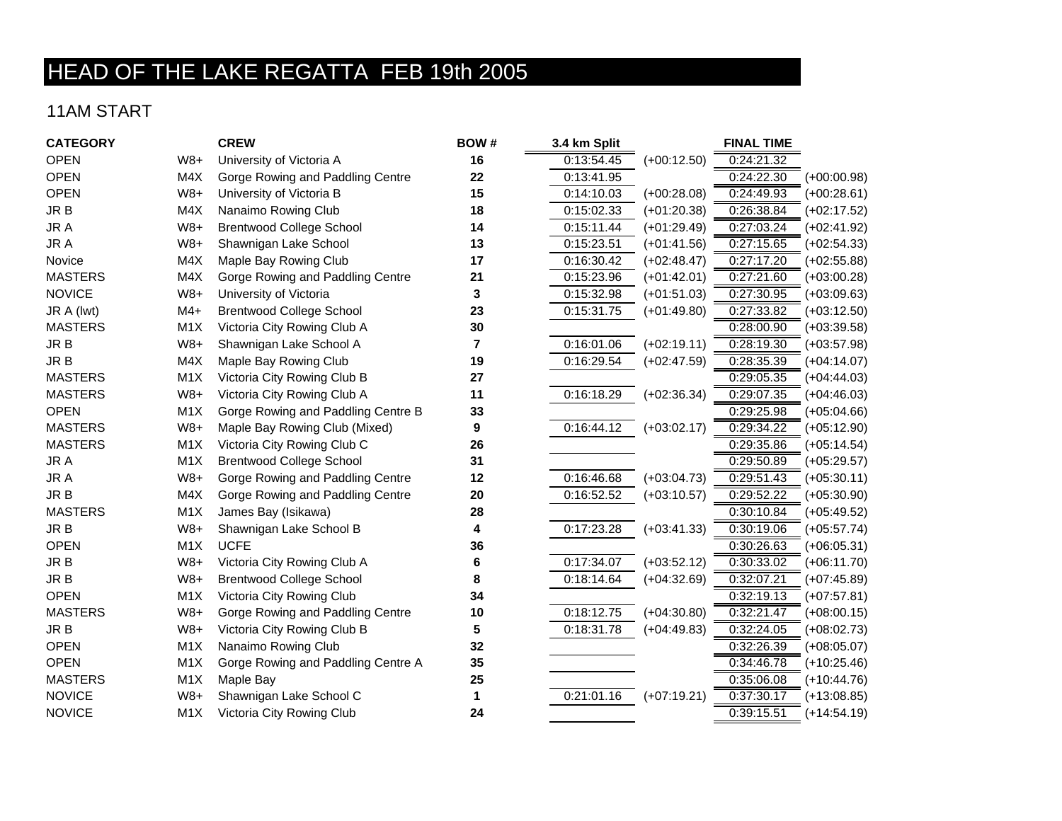# HEAD OF THE LAKE REGATTA FEB 19th 2005

## 11AM START

| CATEGORY | | CREW | BOW # | 3.4 km Split | | FINAL TIME | |
|---|---|---|---|---|---|---|---|
| OPEN | W8+ | University of Victoria A | 16 | 0:13:54.45 | (+00:12.50) | 0:24:21.32 | |
| OPEN | M4X | Gorge Rowing and Paddling Centre | 22 | 0:13:41.95 | | 0:24:22.30 | (+00:00.98) |
| OPEN | W8+ | University of Victoria B | 15 | 0:14:10.03 | (+00:28.08) | 0:24:49.93 | (+00:28.61) |
| JR B | M4X | Nanaimo Rowing Club | 18 | 0:15:02.33 | (+01:20.38) | 0:26:38.84 | (+02:17.52) |
| JR A | W8+ | Brentwood College School | 14 | 0:15:11.44 | (+01:29.49) | 0:27:03.24 | (+02:41.92) |
| JR A | W8+ | Shawnigan Lake School | 13 | 0:15:23.51 | (+01:41.56) | 0:27:15.65 | (+02:54.33) |
| Novice | M4X | Maple Bay Rowing Club | 17 | 0:16:30.42 | (+02:48.47) | 0:27:17.20 | (+02:55.88) |
| MASTERS | M4X | Gorge Rowing and Paddling Centre | 21 | 0:15:23.96 | (+01:42.01) | 0:27:21.60 | (+03:00.28) |
| NOVICE | W8+ | University of Victoria | 3 | 0:15:32.98 | (+01:51.03) | 0:27:30.95 | (+03:09.63) |
| JR A (lwt) | M4+ | Brentwood College School | 23 | 0:15:31.75 | (+01:49.80) | 0:27:33.82 | (+03:12.50) |
| MASTERS | M1X | Victoria City Rowing Club A | 30 | | | 0:28:00.90 | (+03:39.58) |
| JR B | W8+ | Shawnigan Lake School A | 7 | 0:16:01.06 | (+02:19.11) | 0:28:19.30 | (+03:57.98) |
| JR B | M4X | Maple Bay Rowing Club | 19 | 0:16:29.54 | (+02:47.59) | 0:28:35.39 | (+04:14.07) |
| MASTERS | M1X | Victoria City Rowing Club B | 27 | | | 0:29:05.35 | (+04:44.03) |
| MASTERS | W8+ | Victoria City Rowing Club A | 11 | 0:16:18.29 | (+02:36.34) | 0:29:07.35 | (+04:46.03) |
| OPEN | M1X | Gorge Rowing and Paddling Centre B | 33 | | | 0:29:25.98 | (+05:04.66) |
| MASTERS | W8+ | Maple Bay Rowing Club (Mixed) | 9 | 0:16:44.12 | (+03:02.17) | 0:29:34.22 | (+05:12.90) |
| MASTERS | M1X | Victoria City Rowing Club C | 26 | | | 0:29:35.86 | (+05:14.54) |
| JR A | M1X | Brentwood College School | 31 | | | 0:29:50.89 | (+05:29.57) |
| JR A | W8+ | Gorge Rowing and Paddling Centre | 12 | 0:16:46.68 | (+03:04.73) | 0:29:51.43 | (+05:30.11) |
| JR B | M4X | Gorge Rowing and Paddling Centre | 20 | 0:16:52.52 | (+03:10.57) | 0:29:52.22 | (+05:30.90) |
| MASTERS | M1X | James Bay (Isikawa) | 28 | | | 0:30:10.84 | (+05:49.52) |
| JR B | W8+ | Shawnigan Lake School B | 4 | 0:17:23.28 | (+03:41.33) | 0:30:19.06 | (+05:57.74) |
| OPEN | M1X | UCFE | 36 | | | 0:30:26.63 | (+06:05.31) |
| JR B | W8+ | Victoria City Rowing Club A | 6 | 0:17:34.07 | (+03:52.12) | 0:30:33.02 | (+06:11.70) |
| JR B | W8+ | Brentwood College School | 8 | 0:18:14.64 | (+04:32.69) | 0:32:07.21 | (+07:45.89) |
| OPEN | M1X | Victoria City Rowing Club | 34 | | | 0:32:19.13 | (+07:57.81) |
| MASTERS | W8+ | Gorge Rowing and Paddling Centre | 10 | 0:18:12.75 | (+04:30.80) | 0:32:21.47 | (+08:00.15) |
| JR B | W8+ | Victoria City Rowing Club B | 5 | 0:18:31.78 | (+04:49.83) | 0:32:24.05 | (+08:02.73) |
| OPEN | M1X | Nanaimo Rowing Club | 32 | | | 0:32:26.39 | (+08:05.07) |
| OPEN | M1X | Gorge Rowing and Paddling Centre A | 35 | | | 0:34:46.78 | (+10:25.46) |
| MASTERS | M1X | Maple Bay | 25 | | | 0:35:06.08 | (+10:44.76) |
| NOVICE | W8+ | Shawnigan Lake School C | 1 | 0:21:01.16 | (+07:19.21) | 0:37:30.17 | (+13:08.85) |
| NOVICE | M1X | Victoria City Rowing Club | 24 | | | 0:39:15.51 | (+14:54.19) |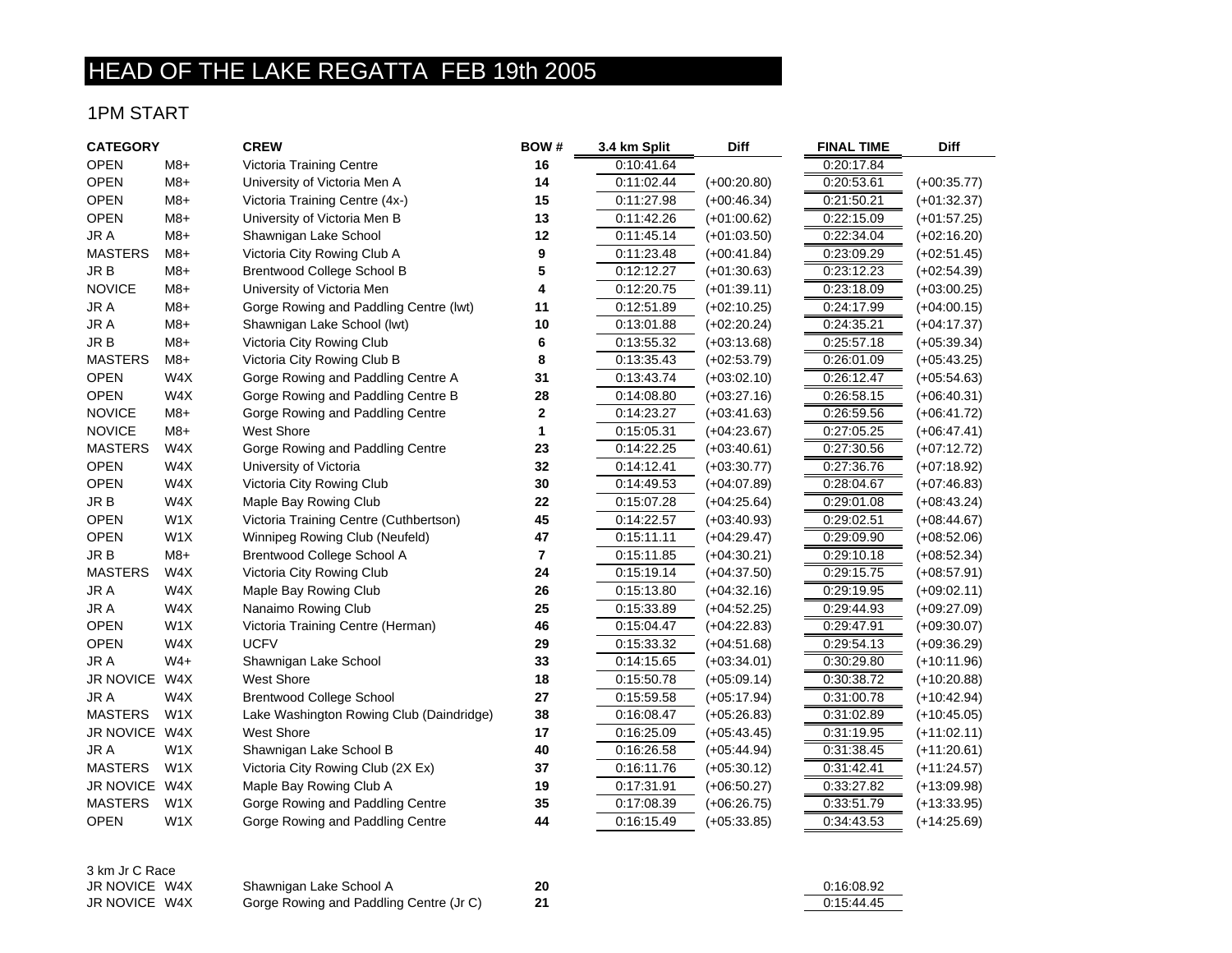# HEAD OF THE LAKE REGATTA FEB 19th 2005

## 1PM START

| CATEGORY | | CREW | BOW # | 3.4 km Split | Diff | FINAL TIME | Diff |
|---|---|---|---|---|---|---|---|
| OPEN | M8+ | Victoria Training Centre | 16 | 0:10:41.64 | | 0:20:17.84 | |
| OPEN | M8+ | University of Victoria Men A | 14 | 0:11:02.44 | (+00:20.80) | 0:20:53.61 | (+00:35.77) |
| OPEN | M8+ | Victoria Training Centre (4x-) | 15 | 0:11:27.98 | (+00:46.34) | 0:21:50.21 | (+01:32.37) |
| OPEN | M8+ | University of Victoria Men B | 13 | 0:11:42.26 | (+01:00.62) | 0:22:15.09 | (+01:57.25) |
| JR A | M8+ | Shawnigan Lake School | 12 | 0:11:45.14 | (+01:03.50) | 0:22:34.04 | (+02:16.20) |
| MASTERS | M8+ | Victoria City Rowing Club A | 9 | 0:11:23.48 | (+00:41.84) | 0:23:09.29 | (+02:51.45) |
| JR B | M8+ | Brentwood College School B | 5 | 0:12:12.27 | (+01:30.63) | 0:23:12.23 | (+02:54.39) |
| NOVICE | M8+ | University of Victoria Men | 4 | 0:12:20.75 | (+01:39.11) | 0:23:18.09 | (+03:00.25) |
| JR A | M8+ | Gorge Rowing and Paddling Centre (lwt) | 11 | 0:12:51.89 | (+02:10.25) | 0:24:17.99 | (+04:00.15) |
| JR A | M8+ | Shawnigan Lake School (lwt) | 10 | 0:13:01.88 | (+02:20.24) | 0:24:35.21 | (+04:17.37) |
| JR B | M8+ | Victoria City Rowing Club | 6 | 0:13:55.32 | (+03:13.68) | 0:25:57.18 | (+05:39.34) |
| MASTERS | M8+ | Victoria City Rowing Club B | 8 | 0:13:35.43 | (+02:53.79) | 0:26:01.09 | (+05:43.25) |
| OPEN | W4X | Gorge Rowing and Paddling Centre A | 31 | 0:13:43.74 | (+03:02.10) | 0:26:12.47 | (+05:54.63) |
| OPEN | W4X | Gorge Rowing and Paddling Centre B | 28 | 0:14:08.80 | (+03:27.16) | 0:26:58.15 | (+06:40.31) |
| NOVICE | M8+ | Gorge Rowing and Paddling Centre | 2 | 0:14:23.27 | (+03:41.63) | 0:26:59.56 | (+06:41.72) |
| NOVICE | M8+ | West Shore | 1 | 0:15:05.31 | (+04:23.67) | 0:27:05.25 | (+06:47.41) |
| MASTERS | W4X | Gorge Rowing and Paddling Centre | 23 | 0:14:22.25 | (+03:40.61) | 0:27:30.56 | (+07:12.72) |
| OPEN | W4X | University of Victoria | 32 | 0:14:12.41 | (+03:30.77) | 0:27:36.76 | (+07:18.92) |
| OPEN | W4X | Victoria City Rowing Club | 30 | 0:14:49.53 | (+04:07.89) | 0:28:04.67 | (+07:46.83) |
| JR B | W4X | Maple Bay Rowing Club | 22 | 0:15:07.28 | (+04:25.64) | 0:29:01.08 | (+08:43.24) |
| OPEN | W1X | Victoria Training Centre (Cuthbertson) | 45 | 0:14:22.57 | (+03:40.93) | 0:29:02.51 | (+08:44.67) |
| OPEN | W1X | Winnipeg Rowing Club (Neufeld) | 47 | 0:15:11.11 | (+04:29.47) | 0:29:09.90 | (+08:52.06) |
| JR B | M8+ | Brentwood College School A | 7 | 0:15:11.85 | (+04:30.21) | 0:29:10.18 | (+08:52.34) |
| MASTERS | W4X | Victoria City Rowing Club | 24 | 0:15:19.14 | (+04:37.50) | 0:29:15.75 | (+08:57.91) |
| JR A | W4X | Maple Bay Rowing Club | 26 | 0:15:13.80 | (+04:32.16) | 0:29:19.95 | (+09:02.11) |
| JR A | W4X | Nanaimo Rowing Club | 25 | 0:15:33.89 | (+04:52.25) | 0:29:44.93 | (+09:27.09) |
| OPEN | W1X | Victoria Training Centre (Herman) | 46 | 0:15:04.47 | (+04:22.83) | 0:29:47.91 | (+09:30.07) |
| OPEN | W4X | UCFV | 29 | 0:15:33.32 | (+04:51.68) | 0:29:54.13 | (+09:36.29) |
| JR A | W4+ | Shawnigan Lake School | 33 | 0:14:15.65 | (+03:34.01) | 0:30:29.80 | (+10:11.96) |
| JR NOVICE | W4X | West Shore | 18 | 0:15:50.78 | (+05:09.14) | 0:30:38.72 | (+10:20.88) |
| JR A | W4X | Brentwood College School | 27 | 0:15:59.58 | (+05:17.94) | 0:31:00.78 | (+10:42.94) |
| MASTERS | W1X | Lake Washington Rowing Club (Daindridge) | 38 | 0:16:08.47 | (+05:26.83) | 0:31:02.89 | (+10:45.05) |
| JR NOVICE | W4X | West Shore | 17 | 0:16:25.09 | (+05:43.45) | 0:31:19.95 | (+11:02.11) |
| JR A | W1X | Shawnigan Lake School B | 40 | 0:16:26.58 | (+05:44.94) | 0:31:38.45 | (+11:20.61) |
| MASTERS | W1X | Victoria City Rowing Club (2X Ex) | 37 | 0:16:11.76 | (+05:30.12) | 0:31:42.41 | (+11:24.57) |
| JR NOVICE | W4X | Maple Bay Rowing Club A | 19 | 0:17:31.91 | (+06:50.27) | 0:33:27.82 | (+13:09.98) |
| MASTERS | W1X | Gorge Rowing and Paddling Centre | 35 | 0:17:08.39 | (+06:26.75) | 0:33:51.79 | (+13:33.95) |
| OPEN | W1X | Gorge Rowing and Paddling Centre | 44 | 0:16:15.49 | (+05:33.85) | 0:34:43.53 | (+14:25.69) |

3 km Jr C Race

| | | | | |
|---|---|---|---|---|
| JR NOVICE | W4X | Shawnigan Lake School A | 20 | 0:16:08.92 |
| JR NOVICE | W4X | Gorge Rowing and Paddling Centre (Jr C) | 21 | 0:15:44.45 |